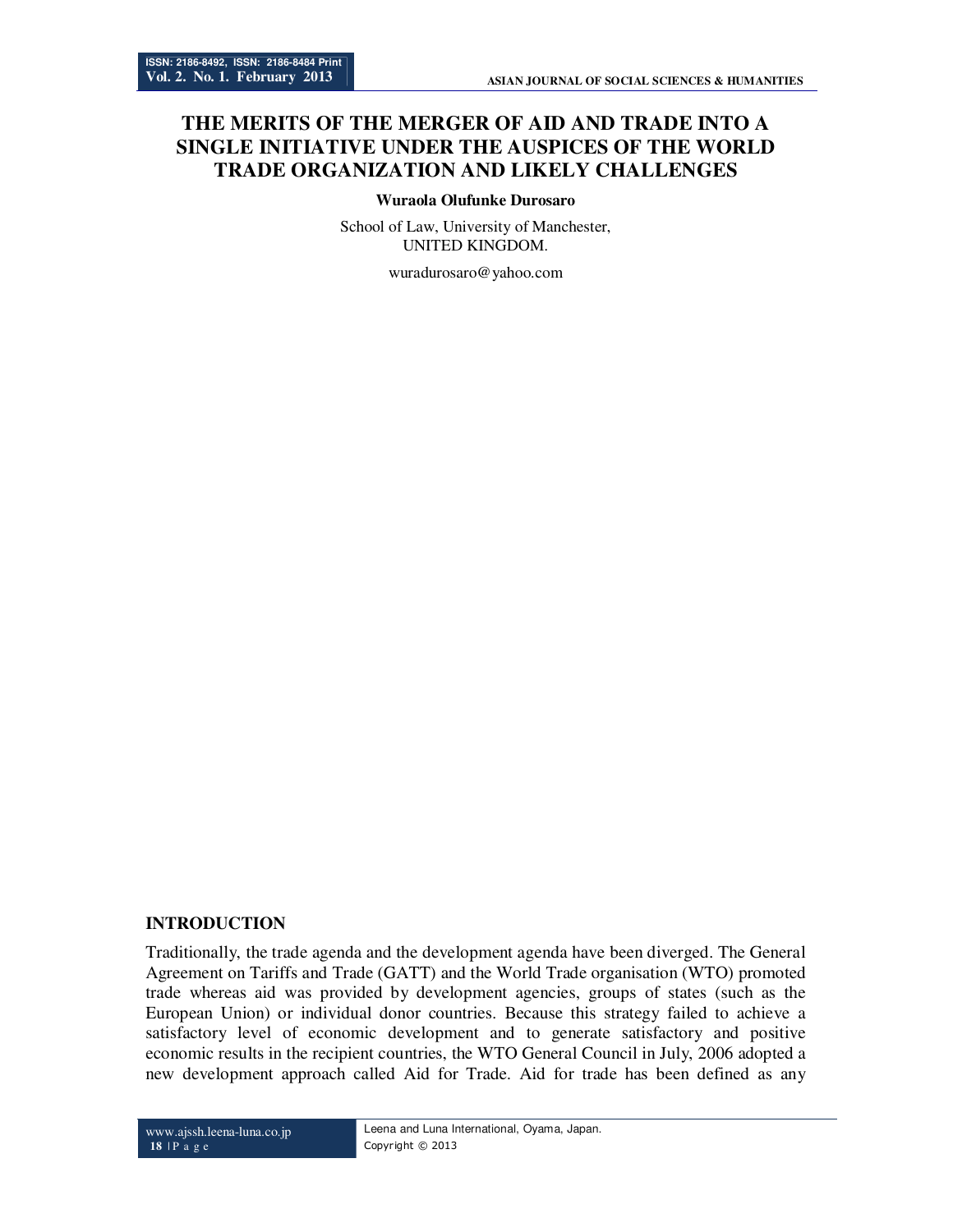# THE MERITS OF THE MERGER OF AID AND TRADE INTO A SINGLE INITIATIVE UNDER THE AUSPICES OF THE WORLD TRADE ORGANIZATION AND LIKELY CHALLENGES

**Wuraola Olufunke Durosaro**

School of Law, University of Manchester,
UNITED KINGDOM.

wuradurosaro@yahoo.com

## INTRODUCTION

Traditionally, the trade agenda and the development agenda have been diverged. The General Agreement on Tariffs and Trade (GATT) and the World Trade organisation (WTO) promoted trade whereas aid was provided by development agencies, groups of states (such as the European Union) or individual donor countries. Because this strategy failed to achieve a satisfactory level of economic development and to generate satisfactory and positive economic results in the recipient countries, the WTO General Council in July, 2006 adopted a new development approach called Aid for Trade. Aid for trade has been defined as any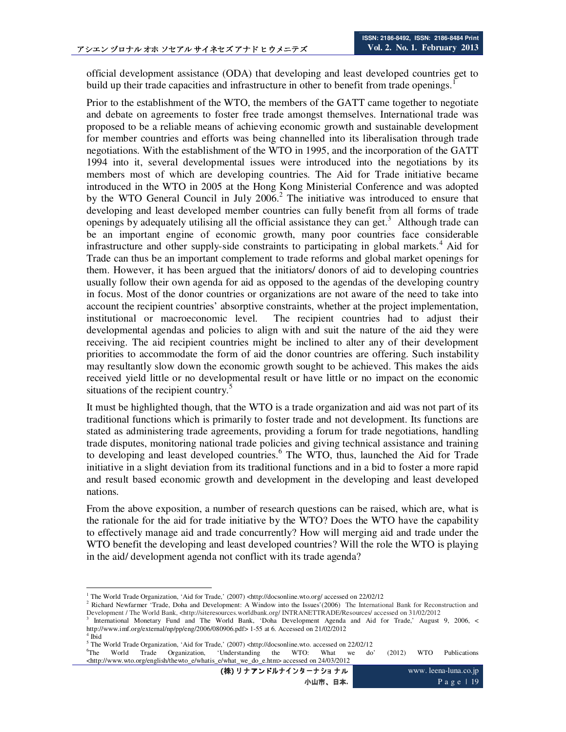official development assistance (ODA) that developing and least developed countries get to build up their trade capacities and infrastructure in other to benefit from trade openings.[1]

Prior to the establishment of the WTO, the members of the GATT came together to negotiate and debate on agreements to foster free trade amongst themselves. International trade was proposed to be a reliable means of achieving economic growth and sustainable development for member countries and efforts was being channelled into its liberalisation through trade negotiations. With the establishment of the WTO in 1995, and the incorporation of the GATT 1994 into it, several developmental issues were introduced into the negotiations by its members most of which are developing countries. The Aid for Trade initiative became introduced in the WTO in 2005 at the Hong Kong Ministerial Conference and was adopted by the WTO General Council in July 2006.[2] The initiative was introduced to ensure that developing and least developed member countries can fully benefit from all forms of trade openings by adequately utilising all the official assistance they can get.[3] Although trade can be an important engine of economic growth, many poor countries face considerable infrastructure and other supply-side constraints to participating in global markets.[4] Aid for Trade can thus be an important complement to trade reforms and global market openings for them. However, it has been argued that the initiators/ donors of aid to developing countries usually follow their own agenda for aid as opposed to the agendas of the developing country in focus. Most of the donor countries or organizations are not aware of the need to take into account the recipient countries' absorptive constraints, whether at the project implementation, institutional or macroeconomic level. The recipient countries had to adjust their developmental agendas and policies to align with and suit the nature of the aid they were receiving. The aid recipient countries might be inclined to alter any of their development priorities to accommodate the form of aid the donor countries are offering. Such instability may resultantly slow down the economic growth sought to be achieved. This makes the aids received yield little or no developmental result or have little or no impact on the economic situations of the recipient country.[5]

It must be highlighted though, that the WTO is a trade organization and aid was not part of its traditional functions which is primarily to foster trade and not development. Its functions are stated as administering trade agreements, providing a forum for trade negotiations, handling trade disputes, monitoring national trade policies and giving technical assistance and training to developing and least developed countries.[6] The WTO, thus, launched the Aid for Trade initiative in a slight deviation from its traditional functions and in a bid to foster a more rapid and result based economic growth and development in the developing and least developed nations.

From the above exposition, a number of research questions can be raised, which are, what is the rationale for the aid for trade initiative by the WTO? Does the WTO have the capability to effectively manage aid and trade concurrently? How will merging aid and trade under the WTO benefit the developing and least developed countries? Will the role the WTO is playing in the aid/ development agenda not conflict with its trade agenda?

---

[1] The World Trade Organization, 'Aid for Trade,' (2007) <http://docsonline.wto.org/ accessed on 22/02/12

[2] Richard Newfarmer 'Trade, Doha and Development: A Window into the Issues'(2006) The International Bank for Reconstruction and Development / The World Bank, <http://siteresources.worldbank.org/ INTRANETTRADE/Resources/ accessed on 31/02/2012

[3] International Monetary Fund and The World Bank, 'Doha Development Agenda and Aid for Trade,' August 9, 2006, < http://www.imf.org/external/np/pp/eng/2006/080906.pdf> 1-55 at 6. Accessed on 21/02/2012

[4] Ibid

[5] The World Trade Organization, 'Aid for Trade,' (2007) <http://docsonline.wto. accessed on 22/02/12

[6] The World Trade Organization, 'Understanding the WTO: What we do' (2012) WTO Publications <http://www.wto.org/english/thewto_e/whatis_e/what_we_do_e.htm> accessed on 24/03/2012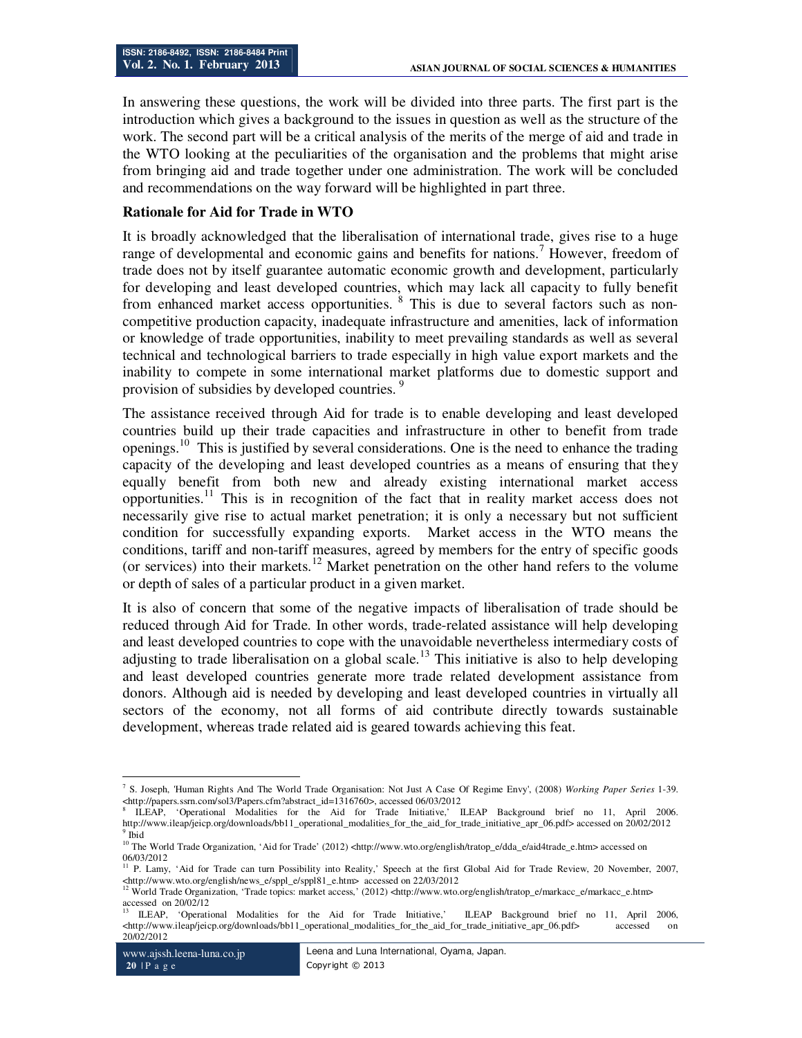In answering these questions, the work will be divided into three parts. The first part is the introduction which gives a background to the issues in question as well as the structure of the work. The second part will be a critical analysis of the merits of the merge of aid and trade in the WTO looking at the peculiarities of the organisation and the problems that might arise from bringing aid and trade together under one administration. The work will be concluded and recommendations on the way forward will be highlighted in part three.

**Rationale for Aid for Trade in WTO**

It is broadly acknowledged that the liberalisation of international trade, gives rise to a huge range of developmental and economic gains and benefits for nations.[7] However, freedom of trade does not by itself guarantee automatic economic growth and development, particularly for developing and least developed countries, which may lack all capacity to fully benefit from enhanced market access opportunities. [8] This is due to several factors such as non-competitive production capacity, inadequate infrastructure and amenities, lack of information or knowledge of trade opportunities, inability to meet prevailing standards as well as several technical and technological barriers to trade especially in high value export markets and the inability to compete in some international market platforms due to domestic support and provision of subsidies by developed countries. [9]

The assistance received through Aid for trade is to enable developing and least developed countries build up their trade capacities and infrastructure in other to benefit from trade openings.[10] This is justified by several considerations. One is the need to enhance the trading capacity of the developing and least developed countries as a means of ensuring that they equally benefit from both new and already existing international market access opportunities.[11] This is in recognition of the fact that in reality market access does not necessarily give rise to actual market penetration; it is only a necessary but not sufficient condition for successfully expanding exports. Market access in the WTO means the conditions, tariff and non-tariff measures, agreed by members for the entry of specific goods (or services) into their markets.[12] Market penetration on the other hand refers to the volume or depth of sales of a particular product in a given market.

It is also of concern that some of the negative impacts of liberalisation of trade should be reduced through Aid for Trade. In other words, trade-related assistance will help developing and least developed countries to cope with the unavoidable nevertheless intermediary costs of adjusting to trade liberalisation on a global scale.[13] This initiative is also to help developing and least developed countries generate more trade related development assistance from donors. Although aid is needed by developing and least developed countries in virtually all sectors of the economy, not all forms of aid contribute directly towards sustainable development, whereas trade related aid is geared towards achieving this feat.

---

[7] S. Joseph, 'Human Rights And The World Trade Organisation: Not Just A Case Of Regime Envy', (2008) *Working Paper Series* 1-39. <http://papers.ssrn.com/sol3/Papers.cfm?abstract_id=1316760>, accessed 06/03/2012

[8] ILEAP, 'Operational Modalities for the Aid for Trade Initiative,' ILEAP Background brief no 11, April 2006. http://www.ileap/jeicp.org/downloads/bb11_operational_modalities_for_the_aid_for_trade_initiative_apr_06.pdf> accessed on 20/02/2012

[9] Ibid

[10] The World Trade Organization, 'Aid for Trade' (2012) <http://www.wto.org/english/tratop_e/dda_e/aid4trade_e.htm> accessed on 06/03/2012

[11] P. Lamy, 'Aid for Trade can turn Possibility into Reality,' Speech at the first Global Aid for Trade Review, 20 November, 2007, <http://www.wto.org/english/news_e/sppl_e/sppl81_e.htm> accessed on 22/03/2012

[12] World Trade Organization, 'Trade topics: market access,' (2012) <http://www.wto.org/english/tratop_e/markacc_e/markacc_e.htm> accessed on 20/02/12

[13] ILEAP, 'Operational Modalities for the Aid for Trade Initiative,' ILEAP Background brief no 11, April 2006, <http://www.ileap/jeicp.org/downloads/bb11_operational_modalities_for_the_aid_for_trade_initiative_apr_06.pdf> accessed on 20/02/2012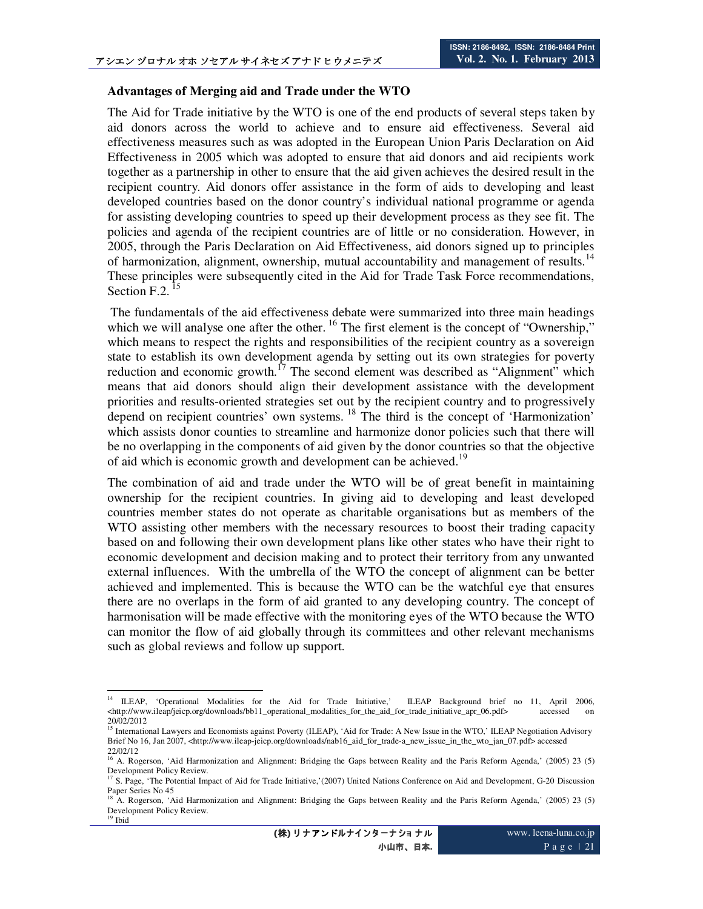### Advantages of Merging aid and Trade under the WTO

The Aid for Trade initiative by the WTO is one of the end products of several steps taken by aid donors across the world to achieve and to ensure aid effectiveness. Several aid effectiveness measures such as was adopted in the European Union Paris Declaration on Aid Effectiveness in 2005 which was adopted to ensure that aid donors and aid recipients work together as a partnership in other to ensure that the aid given achieves the desired result in the recipient country. Aid donors offer assistance in the form of aids to developing and least developed countries based on the donor country's individual national programme or agenda for assisting developing countries to speed up their development process as they see fit. The policies and agenda of the recipient countries are of little or no consideration. However, in 2005, through the Paris Declaration on Aid Effectiveness, aid donors signed up to principles of harmonization, alignment, ownership, mutual accountability and management of results.[14] These principles were subsequently cited in the Aid for Trade Task Force recommendations, Section F.2. [15]

The fundamentals of the aid effectiveness debate were summarized into three main headings which we will analyse one after the other. [16] The first element is the concept of "Ownership," which means to respect the rights and responsibilities of the recipient country as a sovereign state to establish its own development agenda by setting out its own strategies for poverty reduction and economic growth.[17] The second element was described as "Alignment" which means that aid donors should align their development assistance with the development priorities and results-oriented strategies set out by the recipient country and to progressively depend on recipient countries' own systems. [18] The third is the concept of 'Harmonization' which assists donor counties to streamline and harmonize donor policies such that there will be no overlapping in the components of aid given by the donor countries so that the objective of aid which is economic growth and development can be achieved.[19]

The combination of aid and trade under the WTO will be of great benefit in maintaining ownership for the recipient countries. In giving aid to developing and least developed countries member states do not operate as charitable organisations but as members of the WTO assisting other members with the necessary resources to boost their trading capacity based on and following their own development plans like other states who have their right to economic development and decision making and to protect their territory from any unwanted external influences. With the umbrella of the WTO the concept of alignment can be better achieved and implemented. This is because the WTO can be the watchful eye that ensures there are no overlaps in the form of aid granted to any developing country. The concept of harmonisation will be made effective with the monitoring eyes of the WTO because the WTO can monitor the flow of aid globally through its committees and other relevant mechanisms such as global reviews and follow up support.

---

[14] ILEAP, 'Operational Modalities for the Aid for Trade Initiative,' ILEAP Background brief no 11, April 2006, <http://www.ileap/jeicp.org/downloads/bb11_operational_modalities_for_the_aid_for_trade_initiative_apr_06.pdf> accessed on 20/02/2012

[15] International Lawyers and Economists against Poverty (ILEAP), 'Aid for Trade: A New Issue in the WTO,' ILEAP Negotiation Advisory Brief No 16, Jan 2007, <http://www.ileap-jeicp.org/downloads/nab16_aid_for_trade-a_new_issue_in_the_wto_jan_07.pdf> accessed 22/02/12

[16] A. Rogerson, 'Aid Harmonization and Alignment: Bridging the Gaps between Reality and the Paris Reform Agenda,' (2005) 23 (5) Development Policy Review.

[17] S. Page, 'The Potential Impact of Aid for Trade Initiative,'(2007) United Nations Conference on Aid and Development, G-20 Discussion Paper Series No 45

[18] A. Rogerson, 'Aid Harmonization and Alignment: Bridging the Gaps between Reality and the Paris Reform Agenda,' (2005) 23 (5) Development Policy Review.

[19] Ibid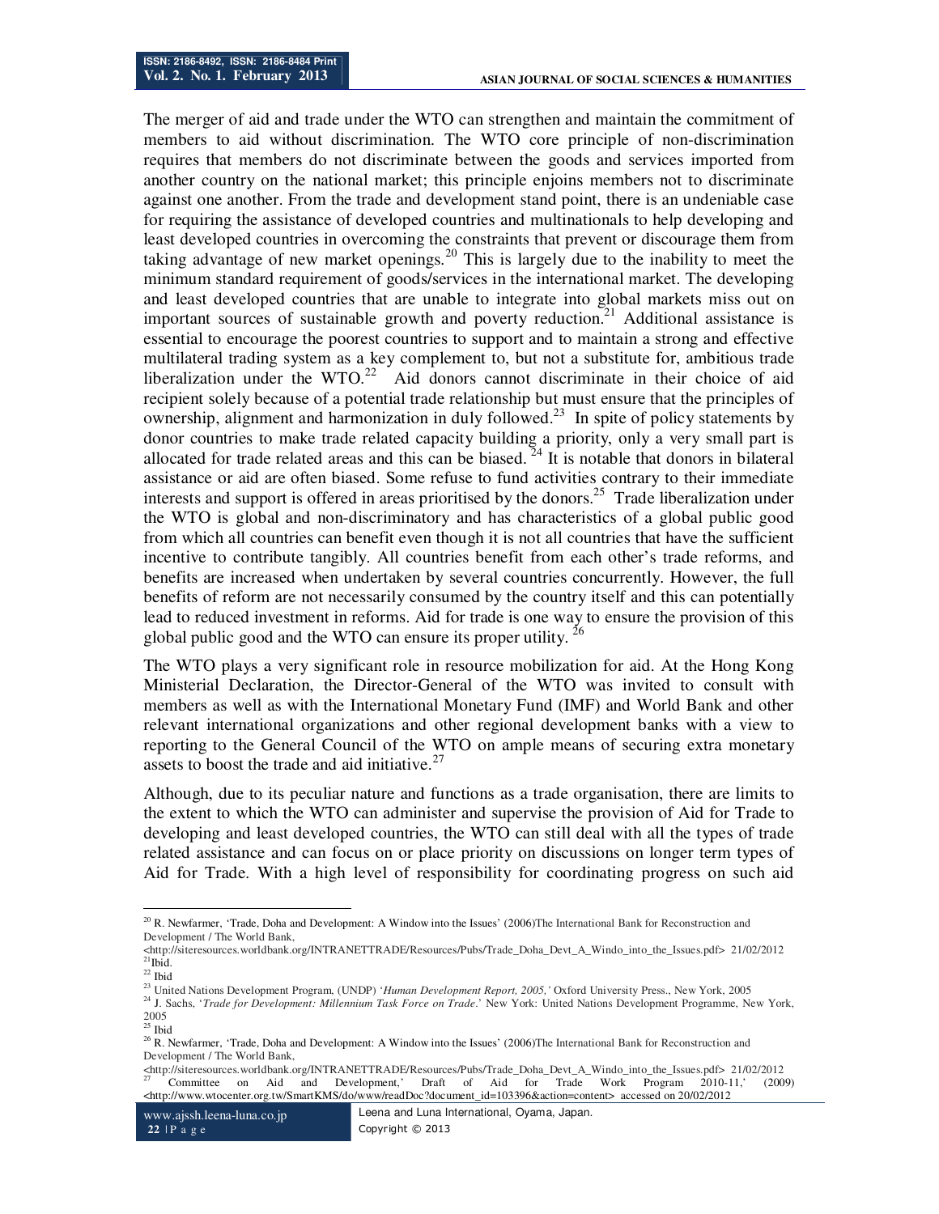The merger of aid and trade under the WTO can strengthen and maintain the commitment of members to aid without discrimination. The WTO core principle of non-discrimination requires that members do not discriminate between the goods and services imported from another country on the national market; this principle enjoins members not to discriminate against one another. From the trade and development stand point, there is an undeniable case for requiring the assistance of developed countries and multinationals to help developing and least developed countries in overcoming the constraints that prevent or discourage them from taking advantage of new market openings.[20] This is largely due to the inability to meet the minimum standard requirement of goods/services in the international market. The developing and least developed countries that are unable to integrate into global markets miss out on important sources of sustainable growth and poverty reduction.[21] Additional assistance is essential to encourage the poorest countries to support and to maintain a strong and effective multilateral trading system as a key complement to, but not a substitute for, ambitious trade liberalization under the WTO.[22] Aid donors cannot discriminate in their choice of aid recipient solely because of a potential trade relationship but must ensure that the principles of ownership, alignment and harmonization in duly followed.[23] In spite of policy statements by donor countries to make trade related capacity building a priority, only a very small part is allocated for trade related areas and this can be biased.[24] It is notable that donors in bilateral assistance or aid are often biased. Some refuse to fund activities contrary to their immediate interests and support is offered in areas prioritised by the donors.[25] Trade liberalization under the WTO is global and non-discriminatory and has characteristics of a global public good from which all countries can benefit even though it is not all countries that have the sufficient incentive to contribute tangibly. All countries benefit from each other's trade reforms, and benefits are increased when undertaken by several countries concurrently. However, the full benefits of reform are not necessarily consumed by the country itself and this can potentially lead to reduced investment in reforms. Aid for trade is one way to ensure the provision of this global public good and the WTO can ensure its proper utility.[26]

The WTO plays a very significant role in resource mobilization for aid. At the Hong Kong Ministerial Declaration, the Director-General of the WTO was invited to consult with members as well as with the International Monetary Fund (IMF) and World Bank and other relevant international organizations and other regional development banks with a view to reporting to the General Council of the WTO on ample means of securing extra monetary assets to boost the trade and aid initiative.[27]

Although, due to its peculiar nature and functions as a trade organisation, there are limits to the extent to which the WTO can administer and supervise the provision of Aid for Trade to developing and least developed countries, the WTO can still deal with all the types of trade related assistance and can focus on or place priority on discussions on longer term types of Aid for Trade. With a high level of responsibility for coordinating progress on such aid

---

[20] R. Newfarmer, 'Trade, Doha and Development: A Window into the Issues' (2006)The International Bank for Reconstruction and Development / The World Bank, <http://siteresources.worldbank.org/INTRANETTRADE/Resources/Pubs/Trade_Doha_Devt_A_Windo_into_the_Issues.pdf> 21/02/2012

[21] Ibid.

[22] Ibid

[23] United Nations Development Program, (UNDP) '*Human Development Report, 2005,*' Oxford University Press., New York, 2005

[24] J. Sachs, '*Trade for Development: Millennium Task Force on Trade*.' New York: United Nations Development Programme, New York, 2005

[25] Ibid

[26] R. Newfarmer, 'Trade, Doha and Development: A Window into the Issues' (2006)The International Bank for Reconstruction and Development / The World Bank, <http://siteresources.worldbank.org/INTRANETTRADE/Resources/Pubs/Trade_Doha_Devt_A_Windo_into_the_Issues.pdf> 21/02/2012

[27] Committee on Aid and Development,' Draft of Aid for Trade Work Program 2010-11,' (2009) <http://www.wtocenter.org.tw/SmartKMS/do/www/readDoc?document_id=103396&action=content> accessed on 20/02/2012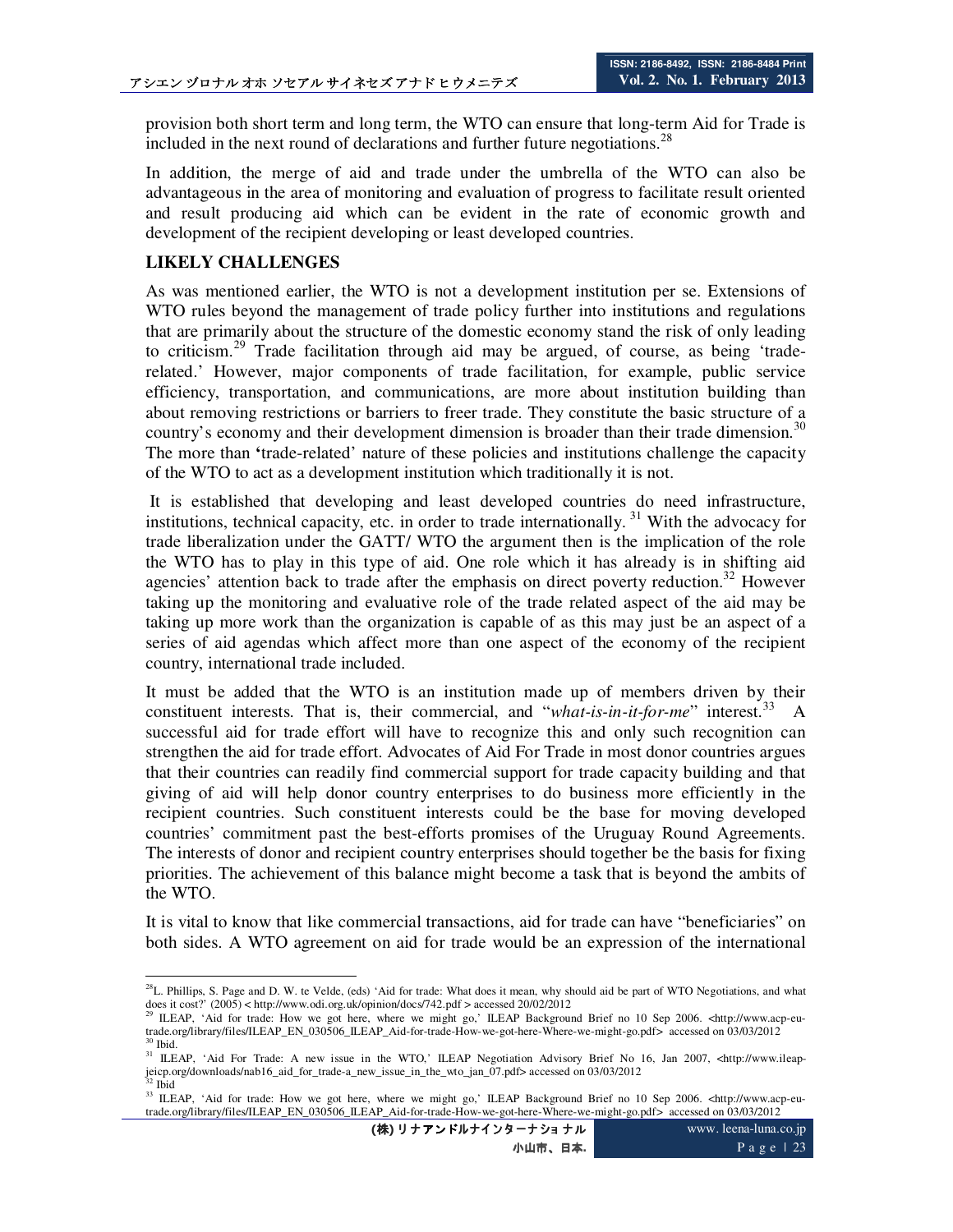provision both short term and long term, the WTO can ensure that long-term Aid for Trade is included in the next round of declarations and further future negotiations.[28]

In addition, the merge of aid and trade under the umbrella of the WTO can also be advantageous in the area of monitoring and evaluation of progress to facilitate result oriented and result producing aid which can be evident in the rate of economic growth and development of the recipient developing or least developed countries.

## LIKELY CHALLENGES

As was mentioned earlier, the WTO is not a development institution per se. Extensions of WTO rules beyond the management of trade policy further into institutions and regulations that are primarily about the structure of the domestic economy stand the risk of only leading to criticism.[29] Trade facilitation through aid may be argued, of course, as being 'trade-related.' However, major components of trade facilitation, for example, public service efficiency, transportation, and communications, are more about institution building than about removing restrictions or barriers to freer trade. They constitute the basic structure of a country's economy and their development dimension is broader than their trade dimension.[30] The more than **'**trade-related' nature of these policies and institutions challenge the capacity of the WTO to act as a development institution which traditionally it is not.

It is established that developing and least developed countries do need infrastructure, institutions, technical capacity, etc. in order to trade internationally.[31] With the advocacy for trade liberalization under the GATT/ WTO the argument then is the implication of the role the WTO has to play in this type of aid. One role which it has already is in shifting aid agencies' attention back to trade after the emphasis on direct poverty reduction.[32] However taking up the monitoring and evaluative role of the trade related aspect of the aid may be taking up more work than the organization is capable of as this may just be an aspect of a series of aid agendas which affect more than one aspect of the economy of the recipient country, international trade included.

It must be added that the WTO is an institution made up of members driven by their constituent interests. That is, their commercial, and "*what-is-in-it-for-me*" interest.[33] A successful aid for trade effort will have to recognize this and only such recognition can strengthen the aid for trade effort. Advocates of Aid For Trade in most donor countries argues that their countries can readily find commercial support for trade capacity building and that giving of aid will help donor country enterprises to do business more efficiently in the recipient countries. Such constituent interests could be the base for moving developed countries' commitment past the best-efforts promises of the Uruguay Round Agreements. The interests of donor and recipient country enterprises should together be the basis for fixing priorities. The achievement of this balance might become a task that is beyond the ambits of the WTO.

It is vital to know that like commercial transactions, aid for trade can have "beneficiaries" on both sides. A WTO agreement on aid for trade would be an expression of the international

---

[28] L. Phillips, S. Page and D. W. te Velde, (eds) 'Aid for trade: What does it mean, why should aid be part of WTO Negotiations, and what does it cost?' (2005) < http://www.odi.org.uk/opinion/docs/742.pdf > accessed 20/02/2012

[29] ILEAP, 'Aid for trade: How we got here, where we might go,' ILEAP Background Brief no 10 Sep 2006. <http://www.acp-eu-trade.org/library/files/ILEAP_EN_030506_ILEAP_Aid-for-trade-How-we-got-here-Where-we-might-go.pdf> accessed on 03/03/2012

[30] Ibid.

[31] ILEAP, 'Aid For Trade: A new issue in the WTO,' ILEAP Negotiation Advisory Brief No 16, Jan 2007, <http://www.ileap-jeicp.org/downloads/nab16_aid_for_trade-a_new_issue_in_the_wto_jan_07.pdf> accessed on 03/03/2012

[32] Ibid

[33] ILEAP, 'Aid for trade: How we got here, where we might go,' ILEAP Background Brief no 10 Sep 2006. <http://www.acp-eu-trade.org/library/files/ILEAP_EN_030506_ILEAP_Aid-for-trade-How-we-got-here-Where-we-might-go.pdf> accessed on 03/03/2012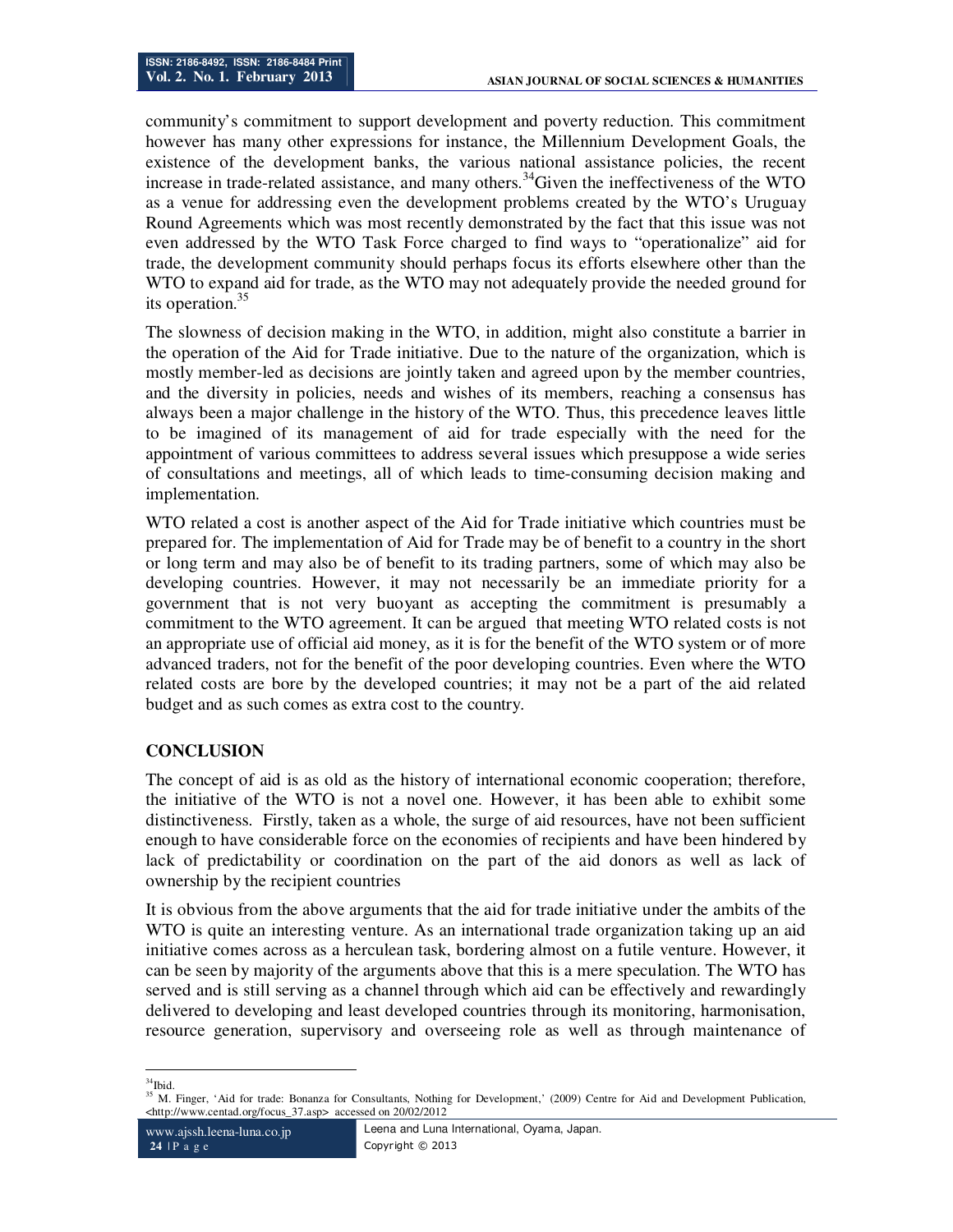community's commitment to support development and poverty reduction. This commitment however has many other expressions for instance, the Millennium Development Goals, the existence of the development banks, the various national assistance policies, the recent increase in trade-related assistance, and many others.[34]Given the ineffectiveness of the WTO as a venue for addressing even the development problems created by the WTO's Uruguay Round Agreements which was most recently demonstrated by the fact that this issue was not even addressed by the WTO Task Force charged to find ways to "operationalize" aid for trade, the development community should perhaps focus its efforts elsewhere other than the WTO to expand aid for trade, as the WTO may not adequately provide the needed ground for its operation.[35]

The slowness of decision making in the WTO, in addition, might also constitute a barrier in the operation of the Aid for Trade initiative. Due to the nature of the organization, which is mostly member-led as decisions are jointly taken and agreed upon by the member countries, and the diversity in policies, needs and wishes of its members, reaching a consensus has always been a major challenge in the history of the WTO. Thus, this precedence leaves little to be imagined of its management of aid for trade especially with the need for the appointment of various committees to address several issues which presuppose a wide series of consultations and meetings, all of which leads to time-consuming decision making and implementation.

WTO related a cost is another aspect of the Aid for Trade initiative which countries must be prepared for. The implementation of Aid for Trade may be of benefit to a country in the short or long term and may also be of benefit to its trading partners, some of which may also be developing countries. However, it may not necessarily be an immediate priority for a government that is not very buoyant as accepting the commitment is presumably a commitment to the WTO agreement. It can be argued that meeting WTO related costs is not an appropriate use of official aid money, as it is for the benefit of the WTO system or of more advanced traders, not for the benefit of the poor developing countries. Even where the WTO related costs are bore by the developed countries; it may not be a part of the aid related budget and as such comes as extra cost to the country.

## CONCLUSION

The concept of aid is as old as the history of international economic cooperation; therefore, the initiative of the WTO is not a novel one. However, it has been able to exhibit some distinctiveness. Firstly, taken as a whole, the surge of aid resources, have not been sufficient enough to have considerable force on the economies of recipients and have been hindered by lack of predictability or coordination on the part of the aid donors as well as lack of ownership by the recipient countries

It is obvious from the above arguments that the aid for trade initiative under the ambits of the WTO is quite an interesting venture. As an international trade organization taking up an aid initiative comes across as a herculean task, bordering almost on a futile venture. However, it can be seen by majority of the arguments above that this is a mere speculation. The WTO has served and is still serving as a channel through which aid can be effectively and rewardingly delivered to developing and least developed countries through its monitoring, harmonisation, resource generation, supervisory and overseeing role as well as through maintenance of

---

[34] Ibid.

[35] M. Finger, 'Aid for trade: Bonanza for Consultants, Nothing for Development,' (2009) Centre for Aid and Development Publication, <http://www.centad.org/focus_37.asp> accessed on 20/02/2012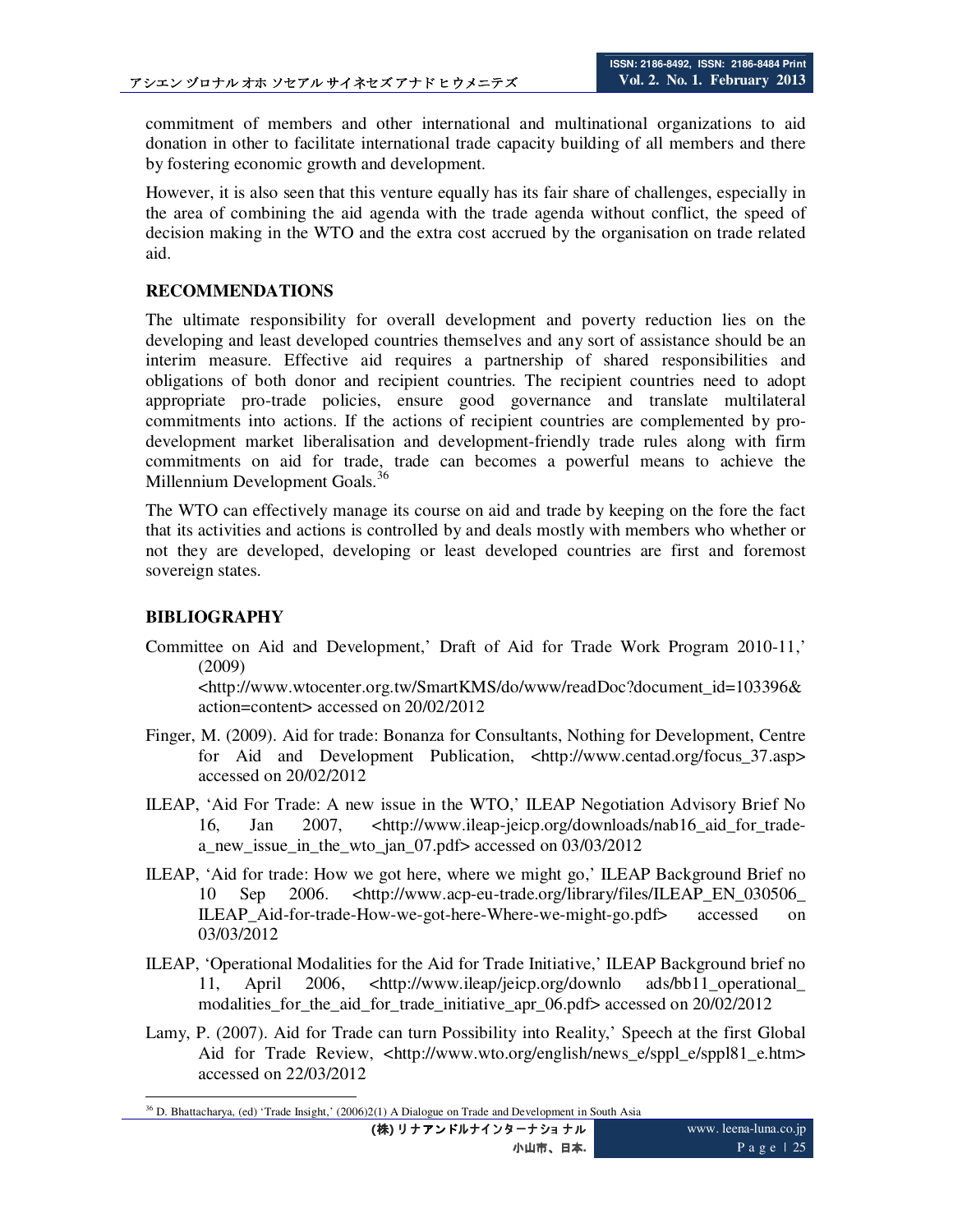commitment of members and other international and multinational organizations to aid donation in other to facilitate international trade capacity building of all members and there by fostering economic growth and development.

However, it is also seen that this venture equally has its fair share of challenges, especially in the area of combining the aid agenda with the trade agenda without conflict, the speed of decision making in the WTO and the extra cost accrued by the organisation on trade related aid.

## RECOMMENDATIONS

The ultimate responsibility for overall development and poverty reduction lies on the developing and least developed countries themselves and any sort of assistance should be an interim measure. Effective aid requires a partnership of shared responsibilities and obligations of both donor and recipient countries. The recipient countries need to adopt appropriate pro-trade policies, ensure good governance and translate multilateral commitments into actions. If the actions of recipient countries are complemented by pro-development market liberalisation and development-friendly trade rules along with firm commitments on aid for trade, trade can becomes a powerful means to achieve the Millennium Development Goals.[36]

The WTO can effectively manage its course on aid and trade by keeping on the fore the fact that its activities and actions is controlled by and deals mostly with members who whether or not they are developed, developing or least developed countries are first and foremost sovereign states.

## BIBLIOGRAPHY

Committee on Aid and Development,' Draft of Aid for Trade Work Program 2010-11,' (2009) <http://www.wtocenter.org.tw/SmartKMS/do/www/readDoc?document_id=103396&action=content> accessed on 20/02/2012

Finger, M. (2009). Aid for trade: Bonanza for Consultants, Nothing for Development, Centre for Aid and Development Publication, <http://www.centad.org/focus_37.asp> accessed on 20/02/2012

ILEAP, 'Aid For Trade: A new issue in the WTO,' ILEAP Negotiation Advisory Brief No 16, Jan 2007, <http://www.ileap-jeicp.org/downloads/nab16_aid_for_trade-a_new_issue_in_the_wto_jan_07.pdf> accessed on 03/03/2012

ILEAP, 'Aid for trade: How we got here, where we might go,' ILEAP Background Brief no 10 Sep 2006. <http://www.acp-eu-trade.org/library/files/ILEAP_EN_030506_ILEAP_Aid-for-trade-How-we-got-here-Where-we-might-go.pdf> accessed on 03/03/2012

ILEAP, 'Operational Modalities for the Aid for Trade Initiative,' ILEAP Background brief no 11, April 2006, <http://www.ileap/jeicp.org/downlo ads/bb11_operational_modalities_for_the_aid_for_trade_initiative_apr_06.pdf> accessed on 20/02/2012

Lamy, P. (2007). Aid for Trade can turn Possibility into Reality,' Speech at the first Global Aid for Trade Review, <http://www.wto.org/english/news_e/sppl_e/sppl81_e.htm> accessed on 22/03/2012

---

[36] D. Bhattacharya, (ed) 'Trade Insight,' (2006)2(1) A Dialogue on Trade and Development in South Asia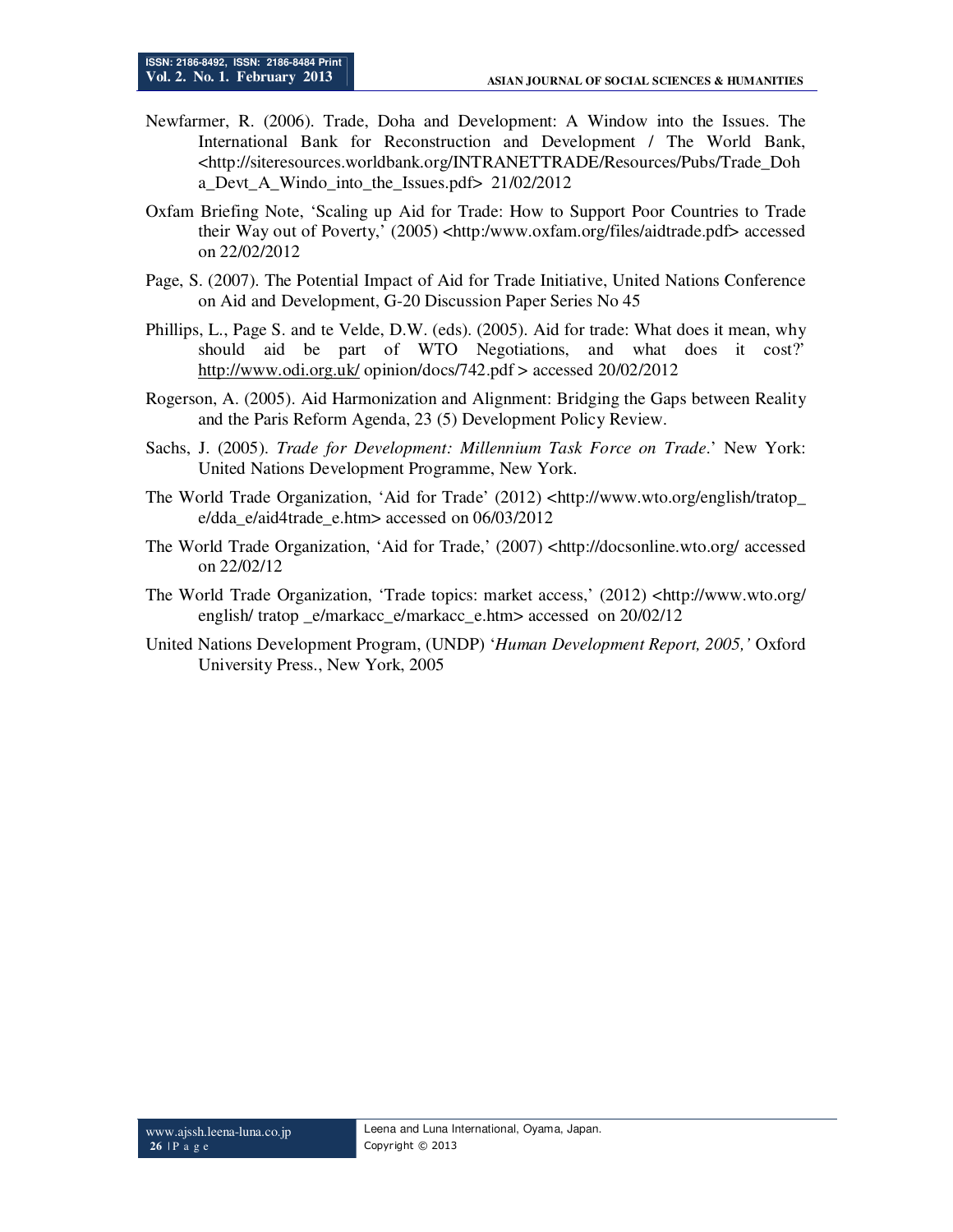Newfarmer, R. (2006). Trade, Doha and Development: A Window into the Issues. The International Bank for Reconstruction and Development / The World Bank, <http://siteresources.worldbank.org/INTRANETTRADE/Resources/Pubs/Trade_Doha_Devt_A_Windo_into_the_Issues.pdf> 21/02/2012

Oxfam Briefing Note, 'Scaling up Aid for Trade: How to Support Poor Countries to Trade their Way out of Poverty,' (2005) <http:/www.oxfam.org/files/aidtrade.pdf> accessed on 22/02/2012

Page, S. (2007). The Potential Impact of Aid for Trade Initiative, United Nations Conference on Aid and Development, G-20 Discussion Paper Series No 45

Phillips, L., Page S. and te Velde, D.W. (eds). (2005). Aid for trade: What does it mean, why should aid be part of WTO Negotiations, and what does it cost?' http://www.odi.org.uk/ opinion/docs/742.pdf > accessed 20/02/2012

Rogerson, A. (2005). Aid Harmonization and Alignment: Bridging the Gaps between Reality and the Paris Reform Agenda, 23 (5) Development Policy Review.

Sachs, J. (2005). *Trade for Development: Millennium Task Force on Trade*.' New York: United Nations Development Programme, New York.

The World Trade Organization, 'Aid for Trade' (2012) <http://www.wto.org/english/tratop_e/dda_e/aid4trade_e.htm> accessed on 06/03/2012

The World Trade Organization, 'Aid for Trade,' (2007) <http://docsonline.wto.org/ accessed on 22/02/12

The World Trade Organization, 'Trade topics: market access,' (2012) <http://www.wto.org/ english/ tratop _e/markacc_e/markacc_e.htm> accessed on 20/02/12

United Nations Development Program, (UNDP) '*Human Development Report, 2005,'* Oxford University Press., New York, 2005